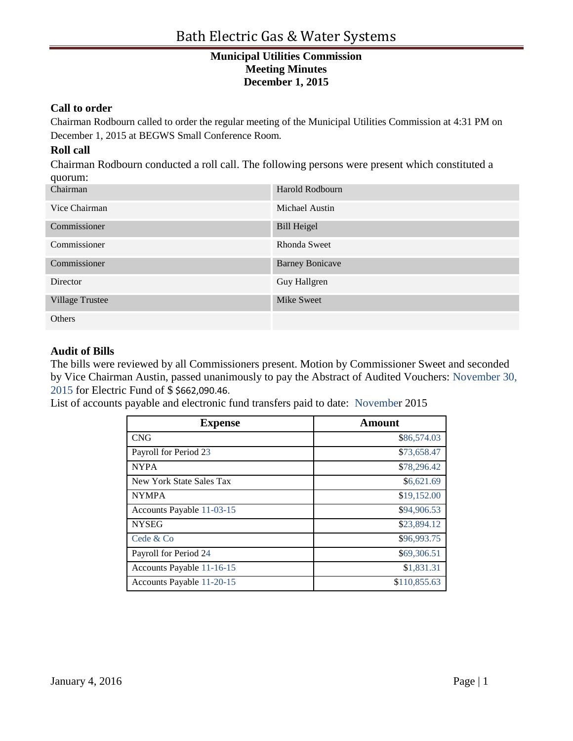# Bath Electric Gas & Water Systems

**Municipal Utilities Commission**
**Meeting Minutes**
**December 1, 2015**

### Call to order

Chairman Rodbourn called to order the regular meeting of the Municipal Utilities Commission at 4:31 PM on December 1, 2015 at BEGWS Small Conference Room.

### Roll call

Chairman Rodbourn conducted a roll call. The following persons were present which constituted a quorum:

| | |
|---|---|
| Chairman | Harold Rodbourn |
| Vice Chairman | Michael Austin |
| Commissioner | Bill Heigel |
| Commissioner | Rhonda Sweet |
| Commissioner | Barney Bonicave |
| Director | Guy Hallgren |
| Village Trustee | Mike Sweet |
| Others | |

### Audit of Bills

The bills were reviewed by all Commissioners present. Motion by Commissioner Sweet and seconded by Vice Chairman Austin, passed unanimously to pay the Abstract of Audited Vouchers: November 30, 2015 for Electric Fund of $ $662,090.46.

List of accounts payable and electronic fund transfers paid to date: November 2015

| Expense | Amount |
|---|---:|
| CNG | $86,574.03 |
| Payroll for Period 23 | $73,658.47 |
| NYPA | $78,296.42 |
| New York State Sales Tax | $6,621.69 |
| NYMPA | $19,152.00 |
| Accounts Payable 11-03-15 | $94,906.53 |
| NYSEG | $23,894.12 |
| Cede & Co | $96,993.75 |
| Payroll for Period 24 | $69,306.51 |
| Accounts Payable 11-16-15 | $1,831.31 |
| Accounts Payable 11-20-15 | $110,855.63 |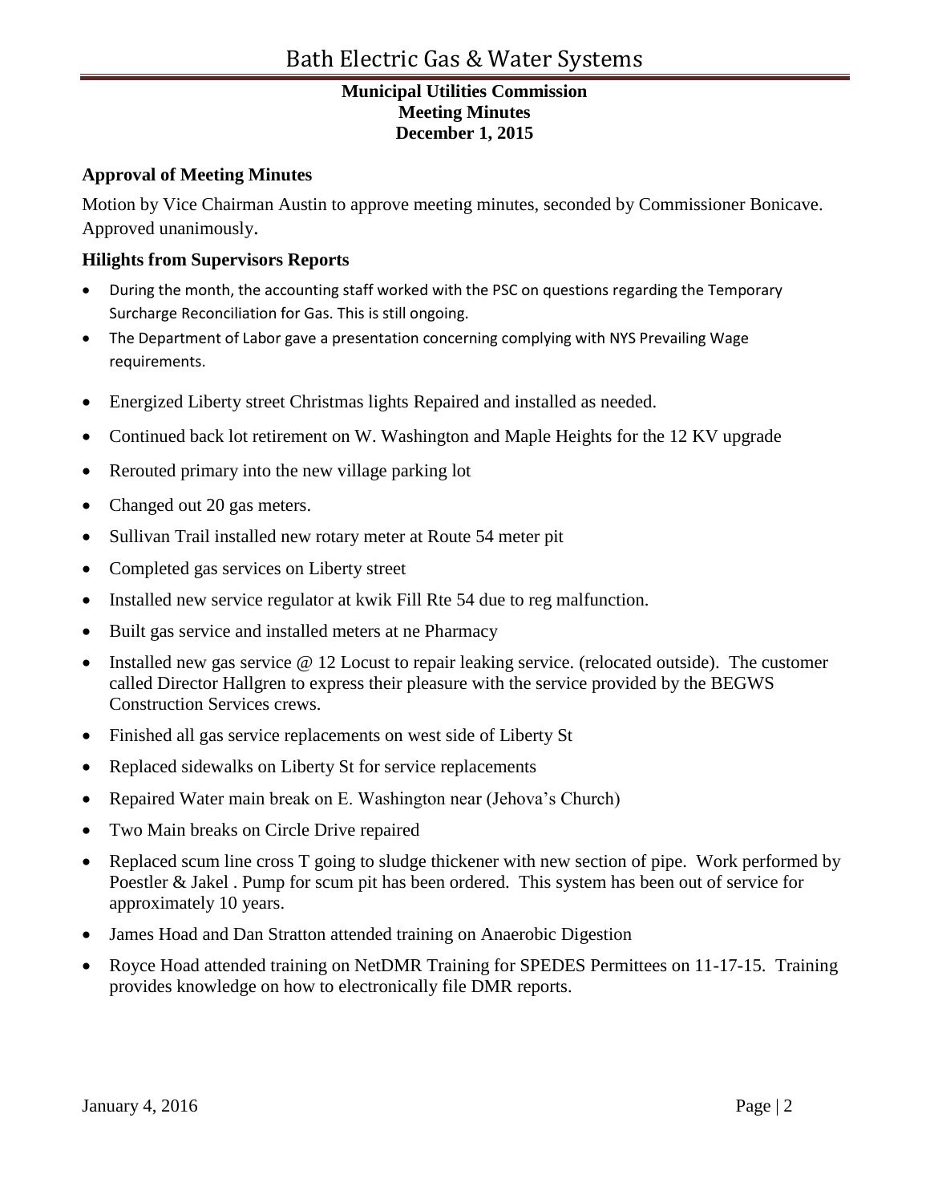**Municipal Utilities Commission**
**Meeting Minutes**
**December 1, 2015**

### Approval of Meeting Minutes

Motion by Vice Chairman Austin to approve meeting minutes, seconded by Commissioner Bonicave. Approved unanimously.

### Hilights from Supervisors Reports

- During the month, the accounting staff worked with the PSC on questions regarding the Temporary Surcharge Reconciliation for Gas. This is still ongoing.
- The Department of Labor gave a presentation concerning complying with NYS Prevailing Wage requirements.
- Energized Liberty street Christmas lights Repaired and installed as needed.
- Continued back lot retirement on W. Washington and Maple Heights for the 12 KV upgrade
- Rerouted primary into the new village parking lot
- Changed out 20 gas meters.
- Sullivan Trail installed new rotary meter at Route 54 meter pit
- Completed gas services on Liberty street
- Installed new service regulator at kwik Fill Rte 54 due to reg malfunction.
- Built gas service and installed meters at ne Pharmacy
- Installed new gas service @ 12 Locust to repair leaking service. (relocated outside). The customer called Director Hallgren to express their pleasure with the service provided by the BEGWS Construction Services crews.
- Finished all gas service replacements on west side of Liberty St
- Replaced sidewalks on Liberty St for service replacements
- Repaired Water main break on E. Washington near (Jehova's Church)
- Two Main breaks on Circle Drive repaired
- Replaced scum line cross T going to sludge thickener with new section of pipe. Work performed by Poestler & Jakel . Pump for scum pit has been ordered. This system has been out of service for approximately 10 years.
- James Hoad and Dan Stratton attended training on Anaerobic Digestion
- Royce Hoad attended training on NetDMR Training for SPEDES Permittees on 11-17-15. Training provides knowledge on how to electronically file DMR reports.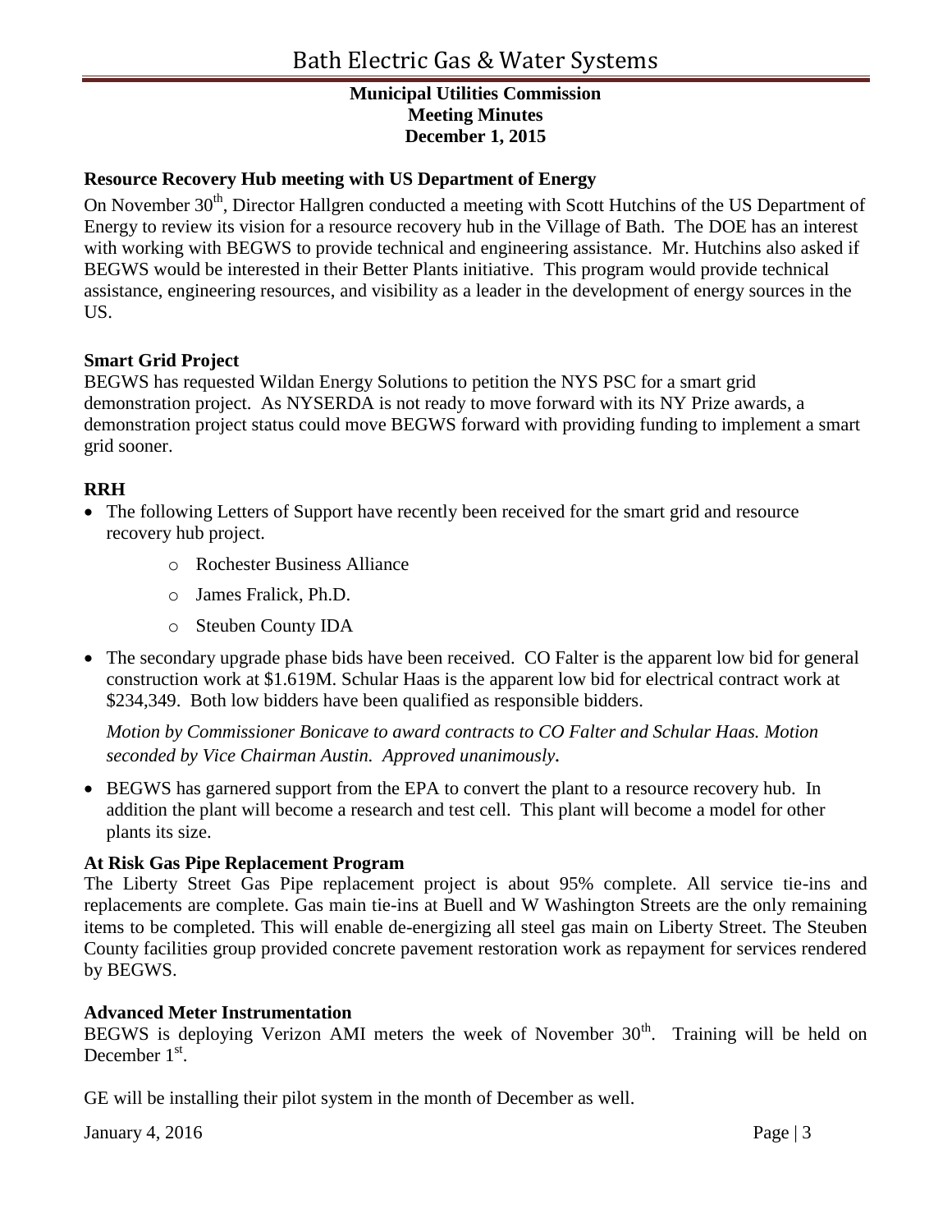# Bath Electric Gas & Water Systems

**Municipal Utilities Commission**
**Meeting Minutes**
**December 1, 2015**

### Resource Recovery Hub meeting with US Department of Energy

On November 30th, Director Hallgren conducted a meeting with Scott Hutchins of the US Department of Energy to review its vision for a resource recovery hub in the Village of Bath. The DOE has an interest with working with BEGWS to provide technical and engineering assistance. Mr. Hutchins also asked if BEGWS would be interested in their Better Plants initiative. This program would provide technical assistance, engineering resources, and visibility as a leader in the development of energy sources in the US.

### Smart Grid Project

BEGWS has requested Wildan Energy Solutions to petition the NYS PSC for a smart grid demonstration project. As NYSERDA is not ready to move forward with its NY Prize awards, a demonstration project status could move BEGWS forward with providing funding to implement a smart grid sooner.

### RRH

- The following Letters of Support have recently been received for the smart grid and resource recovery hub project.
  - Rochester Business Alliance
  - James Fralick, Ph.D.
  - Steuben County IDA
- The secondary upgrade phase bids have been received. CO Falter is the apparent low bid for general construction work at $1.619M. Schular Haas is the apparent low bid for electrical contract work at $234,349. Both low bidders have been qualified as responsible bidders.

  *Motion by Commissioner Bonicave to award contracts to CO Falter and Schular Haas. Motion seconded by Vice Chairman Austin. Approved unanimously.*

- BEGWS has garnered support from the EPA to convert the plant to a resource recovery hub. In addition the plant will become a research and test cell. This plant will become a model for other plants its size.

### At Risk Gas Pipe Replacement Program

The Liberty Street Gas Pipe replacement project is about 95% complete. All service tie-ins and replacements are complete. Gas main tie-ins at Buell and W Washington Streets are the only remaining items to be completed. This will enable de-energizing all steel gas main on Liberty Street. The Steuben County facilities group provided concrete pavement restoration work as repayment for services rendered by BEGWS.

### Advanced Meter Instrumentation

BEGWS is deploying Verizon AMI meters the week of November 30th. Training will be held on December 1st.

GE will be installing their pilot system in the month of December as well.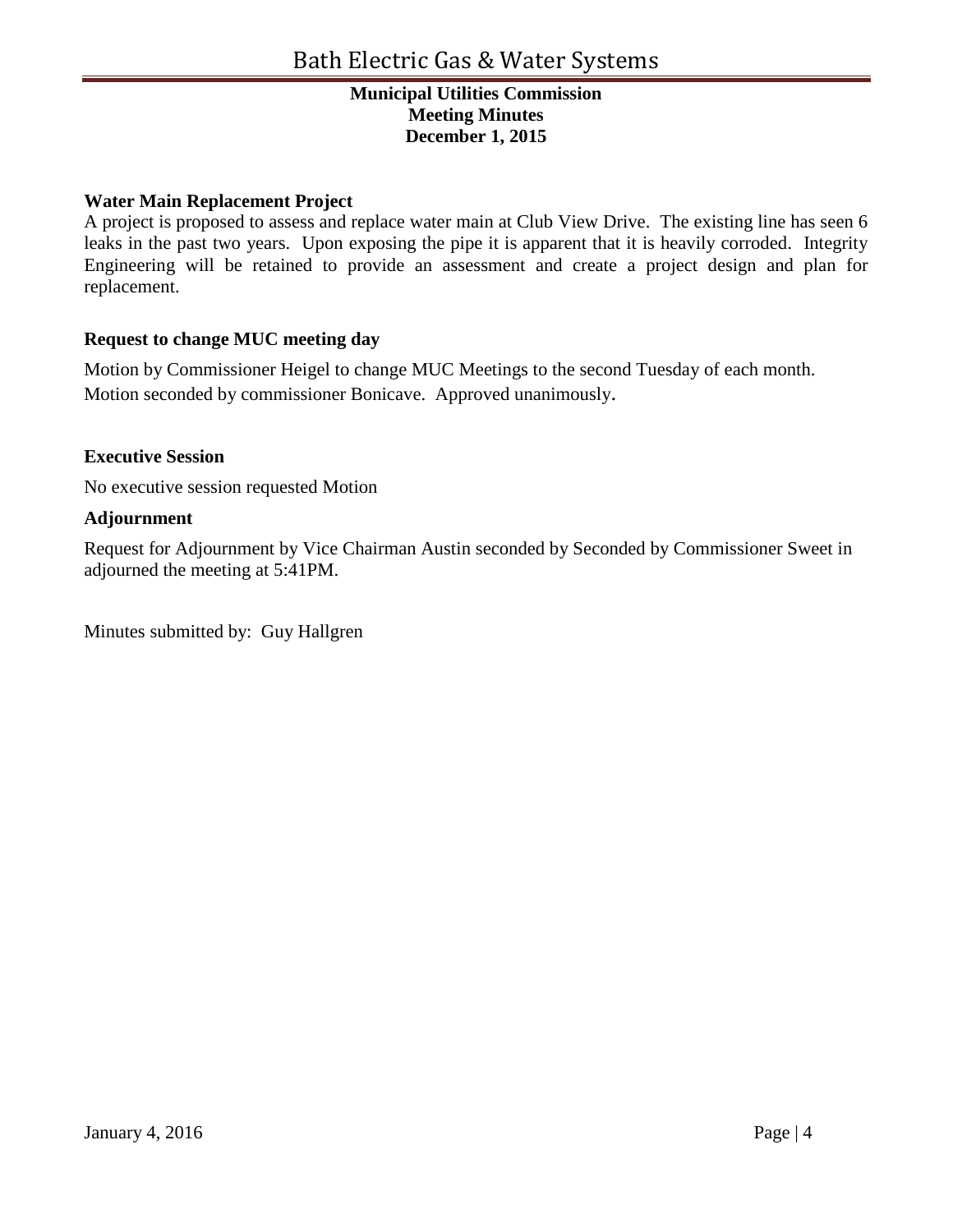**Water Main Replacement Project**

A project is proposed to assess and replace water main at Club View Drive. The existing line has seen 6 leaks in the past two years. Upon exposing the pipe it is apparent that it is heavily corroded. Integrity Engineering will be retained to provide an assessment and create a project design and plan for replacement.

**Request to change MUC meeting day**

Motion by Commissioner Heigel to change MUC Meetings to the second Tuesday of each month. Motion seconded by commissioner Bonicave. Approved unanimously.

**Executive Session**

No executive session requested Motion

**Adjournment**

Request for Adjournment by Vice Chairman Austin seconded by Seconded by Commissioner Sweet in adjourned the meeting at 5:41PM.

Minutes submitted by: Guy Hallgren